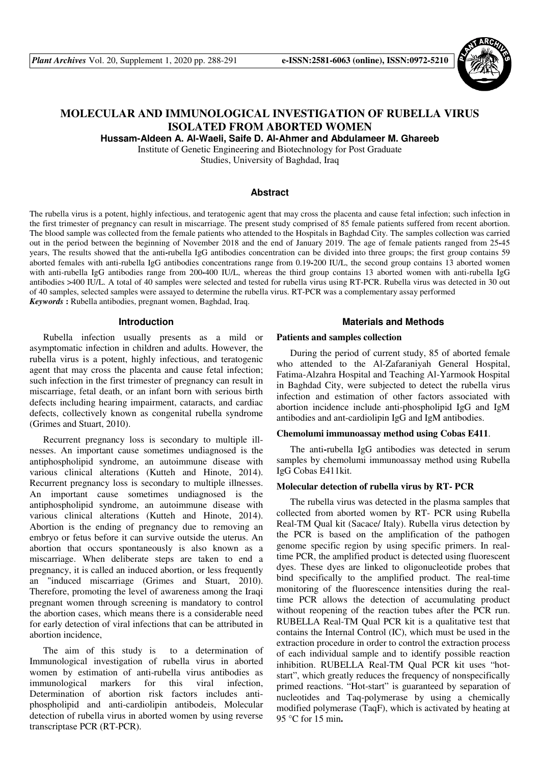# MOLECULAR AND IMMUNOLOGICAL INVESTIGATION OF RUBELLA VIRUS ISOLATED FROM ABORTED WOMEN

**Hussam-Aldeen A. Al-Waeli, Saife D. Al-Ahmer and Abdulameer M. Ghareeb**

Institute of Genetic Engineering and Biotechnology for Post Graduate Studies, University of Baghdad, Iraq

## Abstract

The rubella virus is a potent, highly infectious, and teratogenic agent that may cross the placenta and cause fetal infection; such infection in the first trimester of pregnancy can result in miscarriage. The present study comprised of 85 female patients suffered from recent abortion. The blood sample was collected from the female patients who attended to the Hospitals in Baghdad City. The samples collection was carried out in the period between the beginning of November 2018 and the end of January 2019. The age of female patients ranged from 25-45 years, The results showed that the anti-rubella IgG antibodies concentration can be divided into three groups; the first group contains 59 aborted females with anti-rubella IgG antibodies concentrations range from 0.19-200 IU/L, the second group contains 13 aborted women with anti-rubella IgG antibodies range from 200-400 IU/L, whereas the third group contains 13 aborted women with anti-rubella IgG antibodies >400 IU/L. A total of 40 samples were selected and tested for rubella virus using RT-PCR. Rubella virus was detected in 30 out of 40 samples, selected samples were assayed to determine the rubella virus. RT-PCR was a complementary assay performed

***Keywords*** **:** Rubella antibodies, pregnant women, Baghdad, Iraq.

## Introduction

Rubella infection usually presents as a mild or asymptomatic infection in children and adults. However, the rubella virus is a potent, highly infectious, and teratogenic agent that may cross the placenta and cause fetal infection; such infection in the first trimester of pregnancy can result in miscarriage, fetal death, or an infant born with serious birth defects including hearing impairment, cataracts, and cardiac defects, collectively known as congenital rubella syndrome (Grimes and Stuart, 2010).

Recurrent pregnancy loss is secondary to multiple ill-nesses. An important cause sometimes undiagnosed is the antiphospholipid syndrome, an autoimmune disease with various clinical alterations (Kutteh and Hinote, 2014). Recurrent pregnancy loss is secondary to multiple illnesses. An important cause sometimes undiagnosed is the antiphospholipid syndrome, an autoimmune disease with various clinical alterations (Kutteh and Hinote, 2014). Abortion is the ending of pregnancy due to removing an embryo or fetus before it can survive outside the uterus. An abortion that occurs spontaneously is also known as a miscarriage. When deliberate steps are taken to end a pregnancy, it is called an induced abortion, or less frequently an "induced miscarriage (Grimes and Stuart, 2010). Therefore, promoting the level of awareness among the Iraqi pregnant women through screening is mandatory to control the abortion cases, which means there is a considerable need for early detection of viral infections that can be attributed in abortion incidence,

The aim of this study is to a determination of Immunological investigation of rubella virus in aborted women by estimation of anti-rubella virus antibodies as immunological markers for this viral infection, Determination of abortion risk factors includes anti-phospholipid and anti-cardiolipin antibodeis, Molecular detection of rubella virus in aborted women by using reverse transcriptase PCR (RT-PCR).

## Materials and Methods

### Patients and samples collection

During the period of current study, 85 of aborted female who attended to the Al-Zafaraniyah General Hospital, Fatima-Alzahra Hospital and Teaching Al-Yarmook Hospital in Baghdad City, were subjected to detect the rubella virus infection and estimation of other factors associated with abortion incidence include anti-phospholipid IgG and IgM antibodies and ant-cardiolipin IgG and IgM antibodies.

### Chemolumi immunoassay method using Cobas E411.

The anti-rubella IgG antibodies was detected in serum samples by chemolumi immunoassay method using Rubella IgG Cobas E411kit.

### Molecular detection of rubella virus by RT- PCR

The rubella virus was detected in the plasma samples that collected from aborted women by RT- PCR using Rubella Real-TM Qual kit (Sacace/ Italy). Rubella virus detection by the PCR is based on the amplification of the pathogen genome specific region by using specific primers. In real-time PCR, the amplified product is detected using fluorescent dyes. These dyes are linked to oligonucleotide probes that bind specifically to the amplified product. The real-time monitoring of the fluorescence intensities during the real-time PCR allows the detection of accumulating product without reopening of the reaction tubes after the PCR run. RUBELLA Real-TM Qual PCR kit is a qualitative test that contains the Internal Control (IC), which must be used in the extraction procedure in order to control the extraction process of each individual sample and to identify possible reaction inhibition. RUBELLA Real-TM Qual PCR kit uses "hot-start", which greatly reduces the frequency of nonspecifically primed reactions. "Hot-start" is guaranteed by separation of nucleotides and Taq-polymerase by using a chemically modified polymerase (TaqF), which is activated by heating at 95 °C for 15 min**.**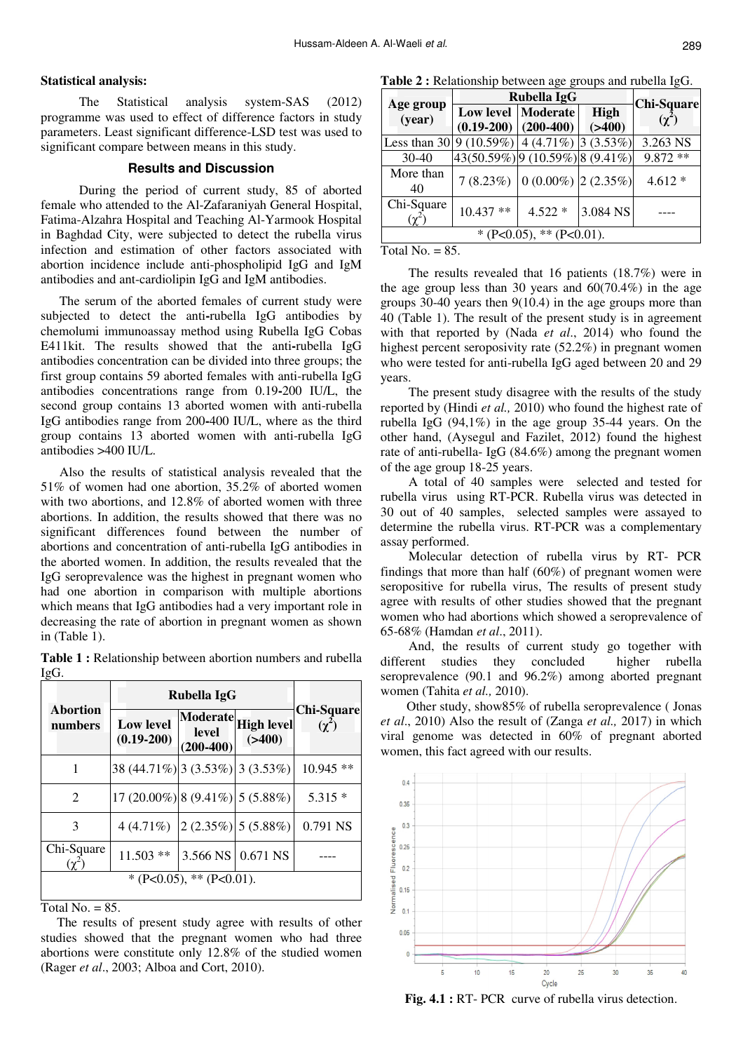**Statistical analysis:**

The Statistical analysis system-SAS (2012) programme was used to effect of difference factors in study parameters. Least significant difference-LSD test was used to significant compare between means in this study.

## Results and Discussion

During the period of current study, 85 of aborted female who attended to the Al-Zafaraniyah General Hospital, Fatima-Alzahra Hospital and Teaching Al-Yarmook Hospital in Baghdad City, were subjected to detect the rubella virus infection and estimation of other factors associated with abortion incidence include anti-phospholipid IgG and IgM antibodies and ant-cardiolipin IgG and IgM antibodies.

The serum of the aborted females of current study were subjected to detect the anti-rubella IgG antibodies by chemolumi immunoassay method using Rubella IgG Cobas E411kit. The results showed that the anti-rubella IgG antibodies concentration can be divided into three groups; the first group contains 59 aborted females with anti-rubella IgG antibodies concentrations range from 0.19-200 IU/L, the second group contains 13 aborted women with anti-rubella IgG antibodies range from 200-400 IU/L, where as the third group contains 13 aborted women with anti-rubella IgG antibodies >400 IU/L.

Also the results of statistical analysis revealed that the 51% of women had one abortion, 35.2% of aborted women with two abortions, and 12.8% of aborted women with three abortions. In addition, the results showed that there was no significant differences found between the number of abortions and concentration of anti-rubella IgG antibodies in the aborted women. In addition, the results revealed that the IgG seroprevalence was the highest in pregnant women who had one abortion in comparison with multiple abortions which means that IgG antibodies had a very important role in decreasing the rate of abortion in pregnant women as shown in (Table 1).

**Table 1 :** Relationship between abortion numbers and rubella IgG.

| Abortion numbers | Rubella IgG | | | Chi-Square ($\chi^2$) |
|---|---|---|---|---|
| | Low level (0.19-200) | Moderate level (200-400) | High level (>400) | |
| 1 | 38 (44.71%) | 3 (3.53%) | 3 (3.53%) | 10.945 ** |
| 2 | 17 (20.00%) | 8 (9.41%) | 5 (5.88%) | 5.315 * |
| 3 | 4 (4.71%) | 2 (2.35%) | 5 (5.88%) | 0.791 NS |
| Chi-Square ($\chi^2$) | 11.503 ** | 3.566 NS | 0.671 NS | ---- |
| * (P<0.05), ** (P<0.01). | | | | |

Total No. = 85.

The results of present study agree with results of other studies showed that the pregnant women who had three abortions were constitute only 12.8% of the studied women (Rager *et al*., 2003; Alboa and Cort, 2010).

**Table 2 :** Relationship between age groups and rubella IgG.

| Age group (year) | Rubella IgG | | | Chi-Square ($\chi^2$) |
|---|---|---|---|---|
| | Low level (0.19-200) | Moderate (200-400) | High (>400) | |
| Less than 30 | 9 (10.59%) | 4 (4.71%) | 3 (3.53%) | 3.263 NS |
| 30-40 | 43(50.59%) | 9 (10.59%) | 8 (9.41%) | 9.872 ** |
| More than 40 | 7 (8.23%) | 0 (0.00%) | 2 (2.35%) | 4.612 * |
| Chi-Square ($\chi^2$) | 10.437 ** | 4.522 * | 3.084 NS | ---- |
| * (P<0.05), ** (P<0.01). | | | | |

Total No. = 85.

The results revealed that 16 patients (18.7%) were in the age group less than 30 years and 60(70.4%) in the age groups 30-40 years then 9(10.4) in the age groups more than 40 (Table 1). The result of the present study is in agreement with that reported by (Nada *et al*., 2014) who found the highest percent seroposivity rate (52.2%) in pregnant women who were tested for anti-rubella IgG aged between 20 and 29 years.

The present study disagree with the results of the study reported by (Hindi *et al.,* 2010) who found the highest rate of rubella IgG (94,1%) in the age group 35-44 years. On the other hand, (Aysegul and Fazilet, 2012) found the highest rate of anti-rubella- IgG (84.6%) among the pregnant women of the age group 18-25 years.

A total of 40 samples were selected and tested for rubella virus using RT-PCR. Rubella virus was detected in 30 out of 40 samples, selected samples were assayed to determine the rubella virus. RT-PCR was a complementary assay performed.

Molecular detection of rubella virus by RT- PCR findings that more than half (60%) of pregnant women were seropositive for rubella virus, The results of present study agree with results of other studies showed that the pregnant women who had abortions which showed a seroprevalence of 65-68% (Hamdan *et al*., 2011).

And, the results of current study go together with different studies they concluded higher rubella seroprevalence (90.1 and 96.2%) among aborted pregnant women (Tahita *et al.,* 2010).

Other study, show85% of rubella seroprevalence ( Jonas *et al*., 2010) Also the result of (Zanga *et al.,* 2017) in which viral genome was detected in 60% of pregnant aborted women, this fact agreed with our results.

Normalised Fluorescence
0.4
0.35
0.3
0.25
0.2
0.15
0.1
0.05
0
5 10 15 20 25 30 35 40
Cycle

**Fig. 4.1 :** RT- PCR curve of rubella virus detection.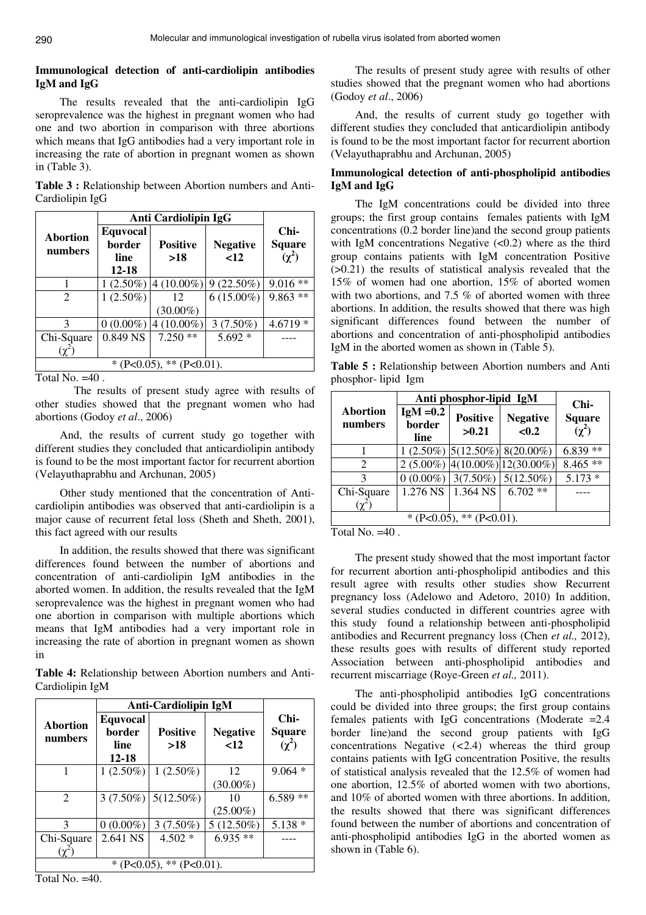### Immunological detection of anti-cardiolipin antibodies IgM and IgG

The results revealed that the anti-cardiolipin IgG seroprevalence was the highest in pregnant women who had one and two abortion in comparison with three abortions which means that IgG antibodies had a very important role in increasing the rate of abortion in pregnant women as shown in (Table 3).

**Table 3 :** Relationship between Abortion numbers and Anti-Cardiolipin IgG

| Abortion numbers | Anti Cardiolipin IgG | | | Chi-Square ($\chi^2$) |
|---|---|---|---|---|
| | Equvocal border line 12-18 | Positive >18 | Negative <12 | |
| 1 | 1 (2.50%) | 4 (10.00%) | 9 (22.50%) | 9.016 ** |
| 2 | 1 (2.50%) | 12 (30.00%) | 6 (15.00%) | 9.863 ** |
| 3 | 0 (0.00%) | 4 (10.00%) | 3 (7.50%) | 4.6719 * |
| Chi-Square ($\chi^2$) | 0.849 NS | 7.250 ** | 5.692 * | ---- |
| * (P<0.05), ** (P<0.01). | | | | |

Total No. =40 .

The results of present study agree with results of other studies showed that the pregnant women who had abortions (Godoy *et al*., 2006)

And, the results of current study go together with different studies they concluded that anticardiolipin antibody is found to be the most important factor for recurrent abortion (Velayuthaprabhu and Archunan, 2005)

Other study mentioned that the concentration of Anti-cardiolipin antibodies was observed that anti-cardiolipin is a major cause of recurrent fetal loss (Sheth and Sheth, 2001), this fact agreed with our results

In addition, the results showed that there was significant differences found between the number of abortions and concentration of anti-cardiolipin IgM antibodies in the aborted women. In addition, the results revealed that the IgM seroprevalence was the highest in pregnant women who had one abortion in comparison with multiple abortions which means that IgM antibodies had a very important role in increasing the rate of abortion in pregnant women as shown in

**Table 4:** Relationship between Abortion numbers and Anti-Cardiolipin IgM

| Abortion numbers | Anti-Cardiolipin IgM | | | Chi-Square ($\chi^2$) |
|---|---|---|---|---|
| | Equvocal border line 12-18 | Positive >18 | Negative <12 | |
| 1 | 1 (2.50%) | 1 (2.50%) | 12 (30.00%) | 9.064 * |
| 2 | 3 (7.50%) | 5(12.50%) | 10 (25.00%) | 6.589 ** |
| 3 | 0 (0.00%) | 3 (7.50%) | 5 (12.50%) | 5.138 * |
| Chi-Square ($\chi^2$) | 2.641 NS | 4.502 * | 6.935 ** | ---- |
| * (P<0.05), ** (P<0.01). | | | | |

Total No. =40.

The results of present study agree with results of other studies showed that the pregnant women who had abortions (Godoy *et al*., 2006)

And, the results of current study go together with different studies they concluded that anticardiolipin antibody is found to be the most important factor for recurrent abortion (Velayuthaprabhu and Archunan, 2005)

### Immunological detection of anti-phospholipid antibodies IgM and IgG

The IgM concentrations could be divided into three groups; the first group contains females patients with IgM concentrations (0.2 border line)and the second group patients with IgM concentrations Negative (<0.2) where as the third group contains patients with IgM concentration Positive (>0.21) the results of statistical analysis revealed that the 15% of women had one abortion, 15% of aborted women with two abortions, and 7.5 % of aborted women with three abortions. In addition, the results showed that there was high significant differences found between the number of abortions and concentration of anti-phospholipid antibodies IgM in the aborted women as shown in (Table 5).

**Table 5 :** Relationship between Abortion numbers and Anti phosphor- lipid Igm

| Abortion numbers | Anti phosphor-lipid IgM | | | Chi-Square ($\chi^2$) |
|---|---|---|---|---|
| | IgM =0.2 border line | Positive >0.21 | Negative <0.2 | |
| 1 | 1 (2.50%) | 5(12.50%) | 8(20.00%) | 6.839 ** |
| 2 | 2 (5.00%) | 4(10.00%) | 12(30.00%) | 8.465 ** |
| 3 | 0 (0.00%) | 3(7.50%) | 5(12.50%) | 5.173 * |
| Chi-Square ($\chi^2$) | 1.276 NS | 1.364 NS | 6.702 ** | ---- |
| * (P<0.05), ** (P<0.01). | | | | |

Total No. =40 .

The present study showed that the most important factor for recurrent abortion anti-phospholipid antibodies and this result agree with results other studies show Recurrent pregnancy loss (Adelowo and Adetoro, 2010) In addition, several studies conducted in different countries agree with this study found a relationship between anti-phospholipid antibodies and Recurrent pregnancy loss (Chen *et al.,* 2012), these results goes with results of different study reported Association between anti-phospholipid antibodies and recurrent miscarriage (Roye-Green *et al.,* 2011).

The anti-phospholipid antibodies IgG concentrations could be divided into three groups; the first group contains females patients with IgG concentrations (Moderate =2.4 border line)and the second group patients with IgG concentrations Negative (<2.4) whereas the third group contains patients with IgG concentration Positive, the results of statistical analysis revealed that the 12.5% of women had one abortion, 12.5% of aborted women with two abortions, and 10% of aborted women with three abortions. In addition, the results showed that there was significant differences found between the number of abortions and concentration of anti-phospholipid antibodies IgG in the aborted women as shown in (Table 6).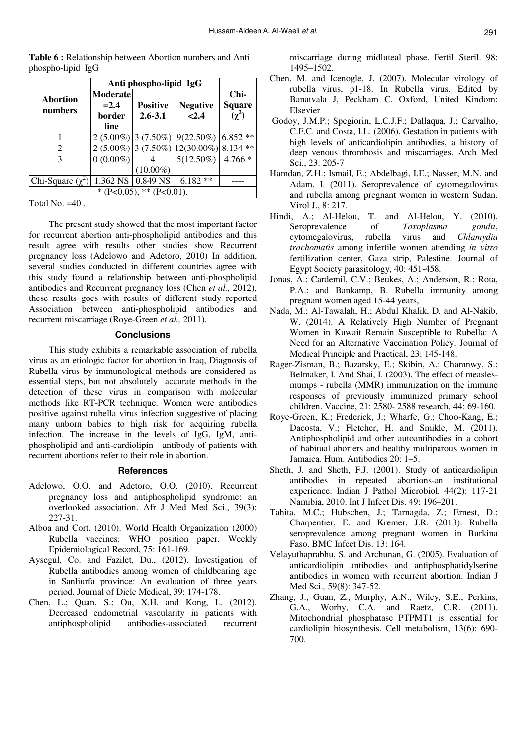**Table 6 :** Relationship between Abortion numbers and Anti phospho-lipid IgG

| Abortion numbers | Anti phospho-lipid IgG | | | Chi-Square ($\chi^2$) |
|---|---|---|---|---|
| | Moderate =2.4 border line | Positive 2.6-3.1 | Negative <2.4 | |
| 1 | 2 (5.00%) | 3 (7.50%) | 9(22.50%) | 6.852 ** |
| 2 | 2 (5.00%) | 3 (7.50%) | 12(30.00%) | 8.134 ** |
| 3 | 0 (0.00%) | 4 (10.00%) | 5(12.50%) | 4.766 * |
| Chi-Square ($\chi^2$) | 1.362 NS | 0.849 NS | 6.182 ** | ---- |
| * (P<0.05), ** (P<0.01). | | | | |

Total No. =40 .

The present study showed that the most important factor for recurrent abortion anti-phospholipid antibodies and this result agree with results other studies show Recurrent pregnancy loss (Adelowo and Adetoro, 2010) In addition, several studies conducted in different countries agree with this study found a relationship between anti-phospholipid antibodies and Recurrent pregnancy loss (Chen *et al.,* 2012), these results goes with results of different study reported Association between anti-phospholipid antibodies and recurrent miscarriage (Roye-Green *et al.,* 2011).

## Conclusions

This study exhibits a remarkable association of rubella virus as an etiologic factor for abortion in Iraq, Diagnosis of Rubella virus by immunological methods are considered as essential steps, but not absolutely accurate methods in the detection of these virus in comparison with molecular methods like RT-PCR technique. Women were antibodies positive against rubella virus infection suggestive of placing many unborn babies to high risk for acquiring rubella infection. The increase in the levels of IgG, IgM, anti-phospholipid and anti-cardiolipin antibody of patients with recurrent abortions refer to their role in abortion.

## References

Adelowo, O.O. and Adetoro, O.O. (2010). Recurrent pregnancy loss and antiphospholipid syndrome: an overlooked association. Afr J Med Med Sci., 39(3): 227-31.

Alboa and Cort. (2010). World Health Organization (2000) Rubella vaccines: WHO position paper. Weekly Epidemiological Record, 75: 161-169.

Aysegul, Co. and Fazilet, Du., (2012). Investigation of Rubella antibodies among women of childbearing age in Sanliurfa province: An evaluation of three years period. Journal of Dicle Medical, 39: 174-178.

Chen, L.; Quan, S.; Ou, X.H. and Kong, L. (2012). Decreased endometrial vascularity in patients with antiphospholipid antibodies-associated recurrent miscarriage during midluteal phase. Fertil Steril. 98: 1495–1502.

Chen, M. and Icenogle, J. (2007). Molecular virology of rubella virus, p1-18. In Rubella virus. Edited by Banatvala J, Peckham C. Oxford, United Kindom: Elsevier

Godoy, J.M.P.; Spegiorin, L.C.J.F.; Dallaqua, J.; Carvalho, C.F.C. and Costa, I.L. (2006). Gestation in patients with high levels of anticardiolipin antibodies, a history of deep venous thrombosis and miscarriages. Arch Med Sci., 23: 205-7

Hamdan, Z.H.; Ismail, E.; Abdelbagi, I.E.; Nasser, M.N. and Adam, I. (2011). Seroprevalence of cytomegalovirus and rubella among pregnant women in western Sudan. Virol J., 8: 217.

Hindi, A.; Al-Helou, T. and Al-Helou, Y. (2010). Seroprevalence of *Toxoplasma gondii*, cytomegalovirus, rubella virus and *Chlamydia trachomatis* among infertile women attending *in vitro* fertilization center, Gaza strip, Palestine. Journal of Egypt Society parasitology, 40: 451-458.

Jonas, A.; Cardemil, C.V.; Beukes, A.; Anderson, R.; Rota, P.A.; and Bankamp, B. Rubella immunity among pregnant women aged 15-44 years,

Nada, M.; Al-Tawalah, H.; Abdul Khalik, D. and Al-Nakib, W. (2014). A Relatively High Number of Pregnant Women in Kuwait Remain Susceptible to Rubella: A Need for an Alternative Vaccination Policy. Journal of Medical Principle and Practical, 23: 145-148.

Rager-Zisman, B.; Bazarsky, E.; Skibin, A.; Chamnwy, S.; Belmaker, I. And Shai, I. (2003). The effect of measles-mumps - rubella (MMR) immunization on the immune responses of previously immunized primary school children. Vaccine, 21: 2580- 2588 research, 44: 69-160.

Roye-Green, K.; Frederick, J.; Wharfe, G.; Choo-Kang, E.; Dacosta, V.; Fletcher, H. and Smikle, M. (2011). Antiphospholipid and other autoantibodies in a cohort of habitual aborters and healthy multiparous women in Jamaica. Hum. Antibodies 20: 1–5.

Sheth, J. and Sheth, F.J. (2001). Study of anticardiolipin antibodies in repeated abortions-an institutional experience. Indian J Pathol Microbiol. 44(2): 117-21 Namibia, 2010. Int J Infect Dis. 49: 196–201.

Tahita, M.C.; Hubschen, J.; Tarnagda, Z.; Ernest, D.; Charpentier, E. and Kremer, J.R. (2013). Rubella seroprevalence among pregnant women in Burkina Faso. BMC Infect Dis. 13: 164.

Velayuthaprabhu, S. and Archunan, G. (2005). Evaluation of anticardiolipin antibodies and antiphosphatidylserine antibodies in women with recurrent abortion. Indian J Med Sci*.,* 59(8): 347-52.

Zhang, J., Guan, Z., Murphy, A.N., Wiley, S.E., Perkins, G.A., Worby, C.A. and Raetz, C.R. (2011). Mitochondrial phosphatase PTPMT1 is essential for cardiolipin biosynthesis. Cell metabolism, 13(6): 690-700.